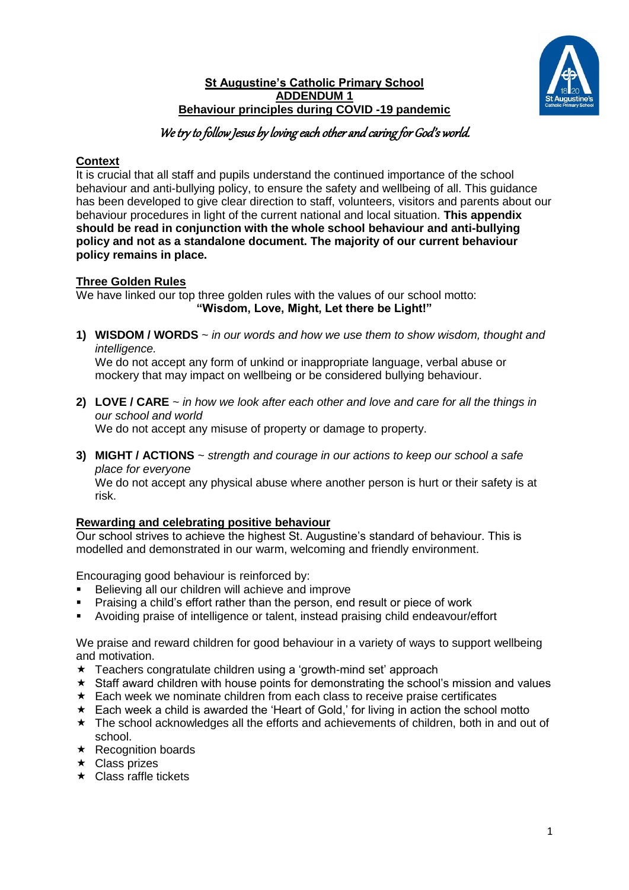# St Augustine's Catholic Primary School
## ADDENDUM 1
## Behaviour principles during COVID -19 pandemic

*We try to follow Jesus by loving each other and caring for God's world.*

### Context

It is crucial that all staff and pupils understand the continued importance of the school behaviour and anti-bullying policy, to ensure the safety and wellbeing of all. This guidance has been developed to give clear direction to staff, volunteers, visitors and parents about our behaviour procedures in light of the current national and local situation. **This appendix should be read in conjunction with the whole school behaviour and anti-bullying policy and not as a standalone document. The majority of our current behaviour policy remains in place.**

### Three Golden Rules

We have linked our top three golden rules with the values of our school motto:

**"Wisdom, Love, Might, Let there be Light!"**

1) **WISDOM / WORDS** ~ *in our words and how we use them to show wisdom, thought and intelligence.*
   We do not accept any form of unkind or inappropriate language, verbal abuse or mockery that may impact on wellbeing or be considered bullying behaviour.

2) **LOVE / CARE** ~ *in how we look after each other and love and care for all the things in our school and world*
   We do not accept any misuse of property or damage to property.

3) **MIGHT / ACTIONS** ~ *strength and courage in our actions to keep our school a safe place for everyone*
   We do not accept any physical abuse where another person is hurt or their safety is at risk.

### Rewarding and celebrating positive behaviour

Our school strives to achieve the highest St. Augustine's standard of behaviour. This is modelled and demonstrated in our warm, welcoming and friendly environment.

Encouraging good behaviour is reinforced by:

- Believing all our children will achieve and improve
- Praising a child's effort rather than the person, end result or piece of work
- Avoiding praise of intelligence or talent, instead praising child endeavour/effort

We praise and reward children for good behaviour in a variety of ways to support wellbeing and motivation.

- Teachers congratulate children using a 'growth-mind set' approach
- Staff award children with house points for demonstrating the school's mission and values
- Each week we nominate children from each class to receive praise certificates
- Each week a child is awarded the 'Heart of Gold,' for living in action the school motto
- The school acknowledges all the efforts and achievements of children, both in and out of school.
- Recognition boards
- Class prizes
- Class raffle tickets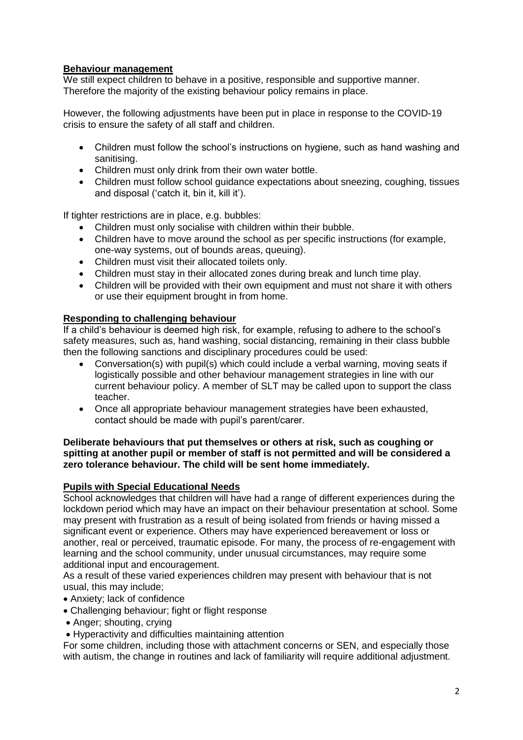## Behaviour management

We still expect children to behave in a positive, responsible and supportive manner. Therefore the majority of the existing behaviour policy remains in place.

However, the following adjustments have been put in place in response to the COVID-19 crisis to ensure the safety of all staff and children.

- Children must follow the school's instructions on hygiene, such as hand washing and sanitising.
- Children must only drink from their own water bottle.
- Children must follow school guidance expectations about sneezing, coughing, tissues and disposal ('catch it, bin it, kill it').

If tighter restrictions are in place, e.g. bubbles:

- Children must only socialise with children within their bubble.
- Children have to move around the school as per specific instructions (for example, one-way systems, out of bounds areas, queuing).
- Children must visit their allocated toilets only.
- Children must stay in their allocated zones during break and lunch time play.
- Children will be provided with their own equipment and must not share it with others or use their equipment brought in from home.

## Responding to challenging behaviour

If a child's behaviour is deemed high risk, for example, refusing to adhere to the school's safety measures, such as, hand washing, social distancing, remaining in their class bubble then the following sanctions and disciplinary procedures could be used:

- Conversation(s) with pupil(s) which could include a verbal warning, moving seats if logistically possible and other behaviour management strategies in line with our current behaviour policy. A member of SLT may be called upon to support the class teacher.
- Once all appropriate behaviour management strategies have been exhausted, contact should be made with pupil's parent/carer.

**Deliberate behaviours that put themselves or others at risk, such as coughing or spitting at another pupil or member of staff is not permitted and will be considered a zero tolerance behaviour. The child will be sent home immediately.**

## Pupils with Special Educational Needs

School acknowledges that children will have had a range of different experiences during the lockdown period which may have an impact on their behaviour presentation at school. Some may present with frustration as a result of being isolated from friends or having missed a significant event or experience. Others may have experienced bereavement or loss or another, real or perceived, traumatic episode. For many, the process of re-engagement with learning and the school community, under unusual circumstances, may require some additional input and encouragement.

As a result of these varied experiences children may present with behaviour that is not usual, this may include;

- Anxiety; lack of confidence
- Challenging behaviour; fight or flight response
- Anger; shouting, crying
- Hyperactivity and difficulties maintaining attention

For some children, including those with attachment concerns or SEN, and especially those with autism, the change in routines and lack of familiarity will require additional adjustment.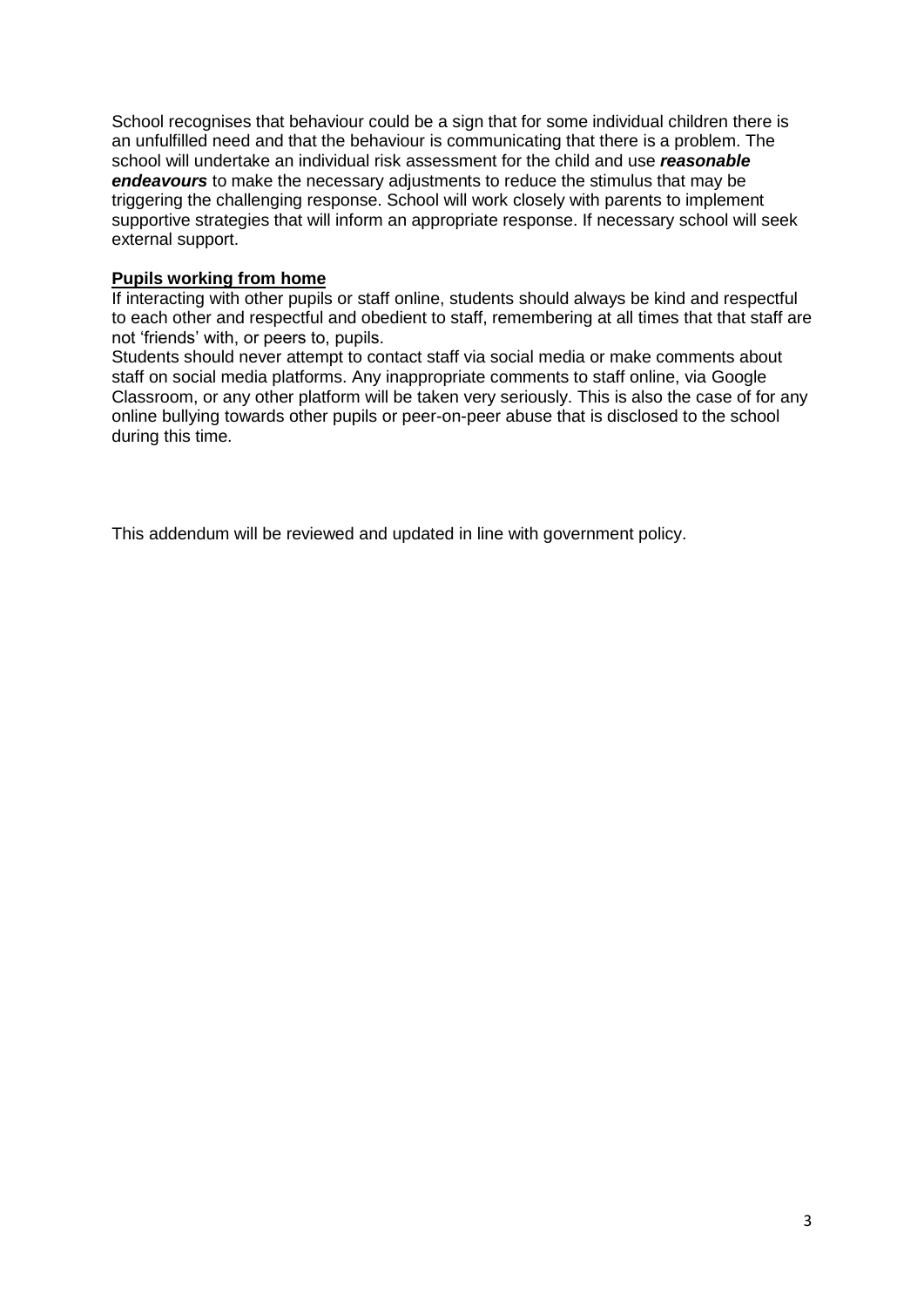School recognises that behaviour could be a sign that for some individual children there is an unfulfilled need and that the behaviour is communicating that there is a problem. The school will undertake an individual risk assessment for the child and use ***reasonable endeavours*** to make the necessary adjustments to reduce the stimulus that may be triggering the challenging response. School will work closely with parents to implement supportive strategies that will inform an appropriate response. If necessary school will seek external support.

**Pupils working from home**

If interacting with other pupils or staff online, students should always be kind and respectful to each other and respectful and obedient to staff, remembering at all times that that staff are not 'friends' with, or peers to, pupils.

Students should never attempt to contact staff via social media or make comments about staff on social media platforms. Any inappropriate comments to staff online, via Google Classroom, or any other platform will be taken very seriously. This is also the case of for any online bullying towards other pupils or peer-on-peer abuse that is disclosed to the school during this time.

This addendum will be reviewed and updated in line with government policy.